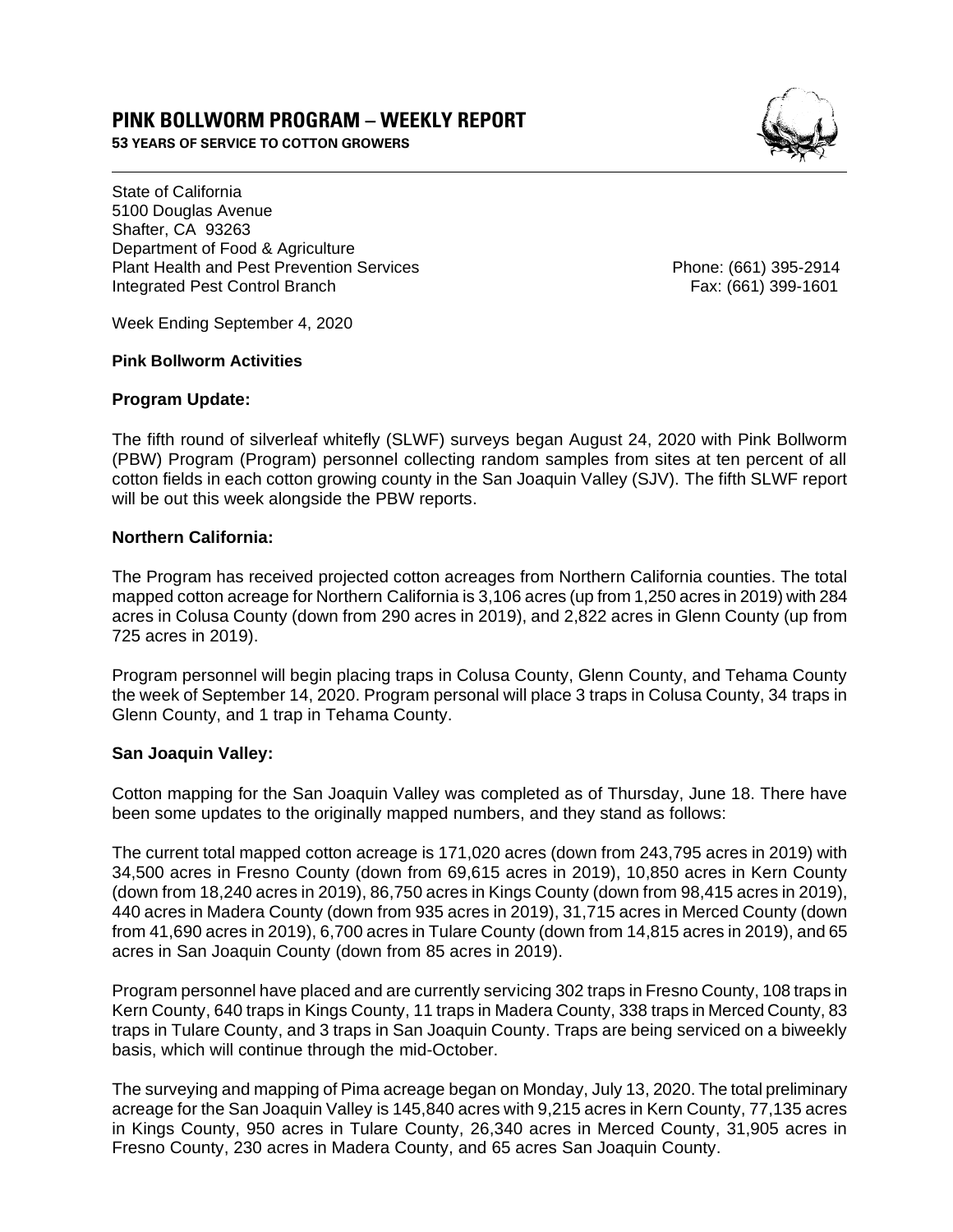# PINK BOLLWORM PROGRAM – WEEKLY REPORT

**53 YEARS OF SERVICE TO COTTON GROWERS**

State of California
5100 Douglas Avenue
Shafter, CA 93263
Department of Food & Agriculture
Plant Health and Pest Prevention Services
Integrated Pest Control Branch

Phone: (661) 395-2914
Fax: (661) 399-1601

Week Ending September 4, 2020

**Pink Bollworm Activities**

**Program Update:**

The fifth round of silverleaf whitefly (SLWF) surveys began August 24, 2020 with Pink Bollworm (PBW) Program (Program) personnel collecting random samples from sites at ten percent of all cotton fields in each cotton growing county in the San Joaquin Valley (SJV). The fifth SLWF report will be out this week alongside the PBW reports.

**Northern California:**

The Program has received projected cotton acreages from Northern California counties. The total mapped cotton acreage for Northern California is 3,106 acres (up from 1,250 acres in 2019) with 284 acres in Colusa County (down from 290 acres in 2019), and 2,822 acres in Glenn County (up from 725 acres in 2019).

Program personnel will begin placing traps in Colusa County, Glenn County, and Tehama County the week of September 14, 2020. Program personal will place 3 traps in Colusa County, 34 traps in Glenn County, and 1 trap in Tehama County.

**San Joaquin Valley:**

Cotton mapping for the San Joaquin Valley was completed as of Thursday, June 18. There have been some updates to the originally mapped numbers, and they stand as follows:

The current total mapped cotton acreage is 171,020 acres (down from 243,795 acres in 2019) with 34,500 acres in Fresno County (down from 69,615 acres in 2019), 10,850 acres in Kern County (down from 18,240 acres in 2019), 86,750 acres in Kings County (down from 98,415 acres in 2019), 440 acres in Madera County (down from 935 acres in 2019), 31,715 acres in Merced County (down from 41,690 acres in 2019), 6,700 acres in Tulare County (down from 14,815 acres in 2019), and 65 acres in San Joaquin County (down from 85 acres in 2019).

Program personnel have placed and are currently servicing 302 traps in Fresno County, 108 traps in Kern County, 640 traps in Kings County, 11 traps in Madera County, 338 traps in Merced County, 83 traps in Tulare County, and 3 traps in San Joaquin County. Traps are being serviced on a biweekly basis, which will continue through the mid-October.

The surveying and mapping of Pima acreage began on Monday, July 13, 2020. The total preliminary acreage for the San Joaquin Valley is 145,840 acres with 9,215 acres in Kern County, 77,135 acres in Kings County, 950 acres in Tulare County, 26,340 acres in Merced County, 31,905 acres in Fresno County, 230 acres in Madera County, and 65 acres San Joaquin County.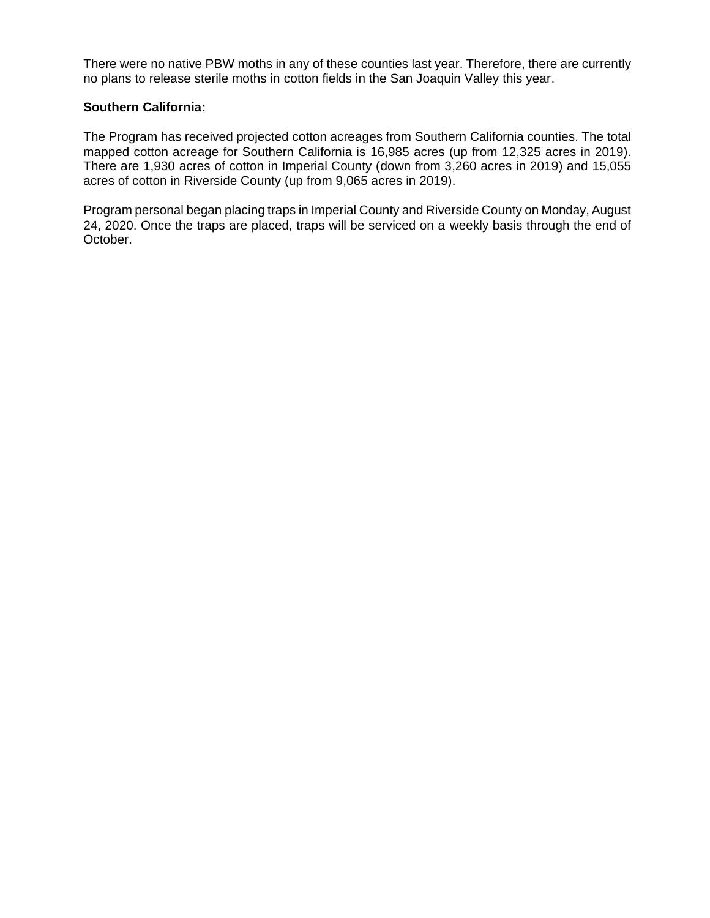There were no native PBW moths in any of these counties last year. Therefore, there are currently no plans to release sterile moths in cotton fields in the San Joaquin Valley this year.

**Southern California:**

The Program has received projected cotton acreages from Southern California counties. The total mapped cotton acreage for Southern California is 16,985 acres (up from 12,325 acres in 2019). There are 1,930 acres of cotton in Imperial County (down from 3,260 acres in 2019) and 15,055 acres of cotton in Riverside County (up from 9,065 acres in 2019).

Program personal began placing traps in Imperial County and Riverside County on Monday, August 24, 2020. Once the traps are placed, traps will be serviced on a weekly basis through the end of October.